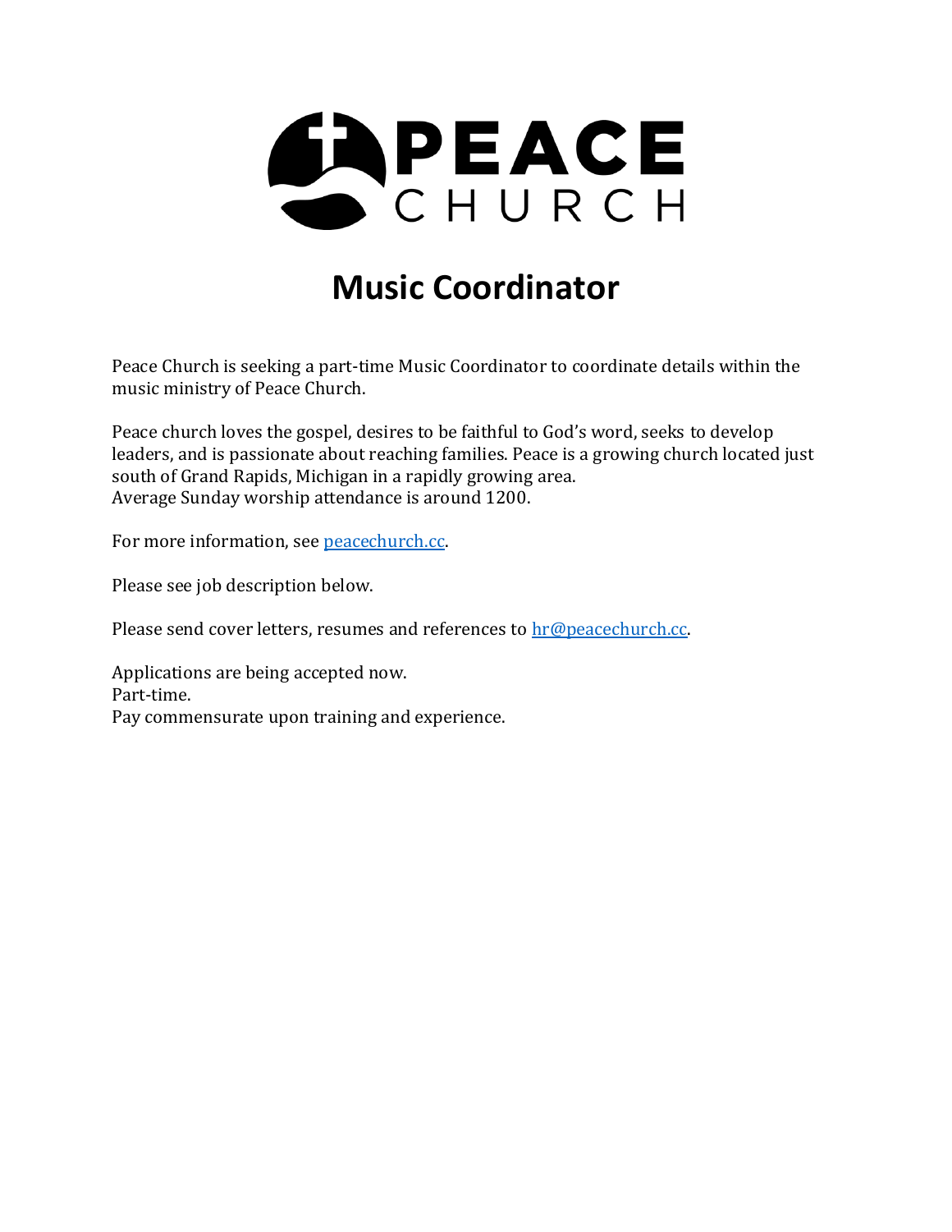PEACE CHURCH

# Music Coordinator

Peace Church is seeking a part-time Music Coordinator to coordinate details within the music ministry of Peace Church.

Peace church loves the gospel, desires to be faithful to God's word, seeks to develop leaders, and is passionate about reaching families. Peace is a growing church located just south of Grand Rapids, Michigan in a rapidly growing area.
Average Sunday worship attendance is around 1200.

For more information, see [peacechurch.cc](peacechurch.cc).

Please see job description below.

Please send cover letters, resumes and references to [hr@peacechurch.cc](mailto:hr@peacechurch.cc).

Applications are being accepted now.
Part-time.
Pay commensurate upon training and experience.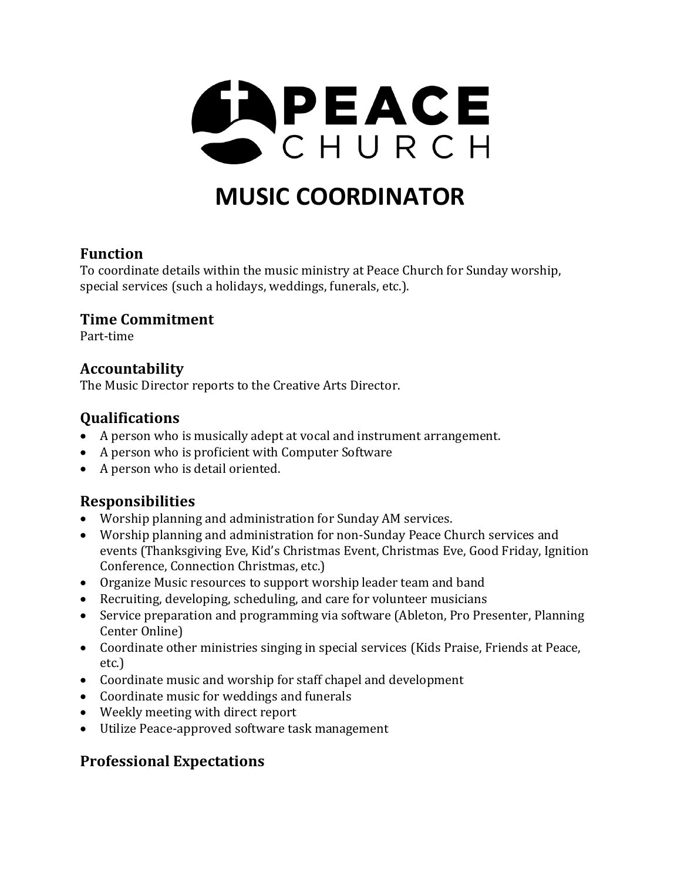# PEACE CHURCH

# MUSIC COORDINATOR

## Function

To coordinate details within the music ministry at Peace Church for Sunday worship, special services (such a holidays, weddings, funerals, etc.).

## Time Commitment

Part-time

## Accountability

The Music Director reports to the Creative Arts Director.

## Qualifications

- A person who is musically adept at vocal and instrument arrangement.
- A person who is proficient with Computer Software
- A person who is detail oriented.

## Responsibilities

- Worship planning and administration for Sunday AM services.
- Worship planning and administration for non-Sunday Peace Church services and events (Thanksgiving Eve, Kid's Christmas Event, Christmas Eve, Good Friday, Ignition Conference, Connection Christmas, etc.)
- Organize Music resources to support worship leader team and band
- Recruiting, developing, scheduling, and care for volunteer musicians
- Service preparation and programming via software (Ableton, Pro Presenter, Planning Center Online)
- Coordinate other ministries singing in special services (Kids Praise, Friends at Peace, etc.)
- Coordinate music and worship for staff chapel and development
- Coordinate music for weddings and funerals
- Weekly meeting with direct report
- Utilize Peace-approved software task management

## Professional Expectations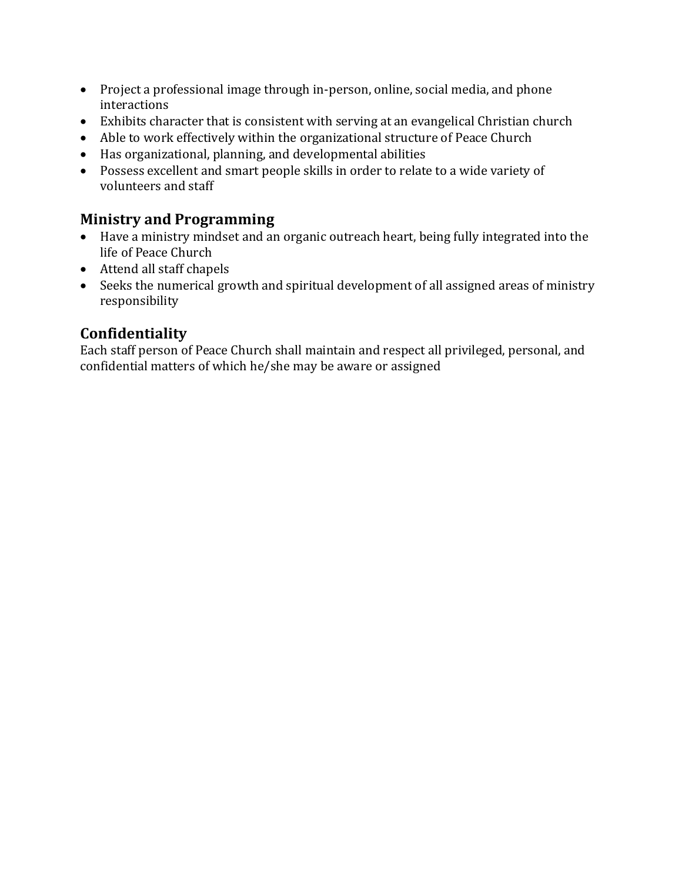- Project a professional image through in-person, online, social media, and phone interactions
- Exhibits character that is consistent with serving at an evangelical Christian church
- Able to work effectively within the organizational structure of Peace Church
- Has organizational, planning, and developmental abilities
- Possess excellent and smart people skills in order to relate to a wide variety of volunteers and staff

## Ministry and Programming

- Have a ministry mindset and an organic outreach heart, being fully integrated into the life of Peace Church
- Attend all staff chapels
- Seeks the numerical growth and spiritual development of all assigned areas of ministry responsibility

## Confidentiality

Each staff person of Peace Church shall maintain and respect all privileged, personal, and confidential matters of which he/she may be aware or assigned